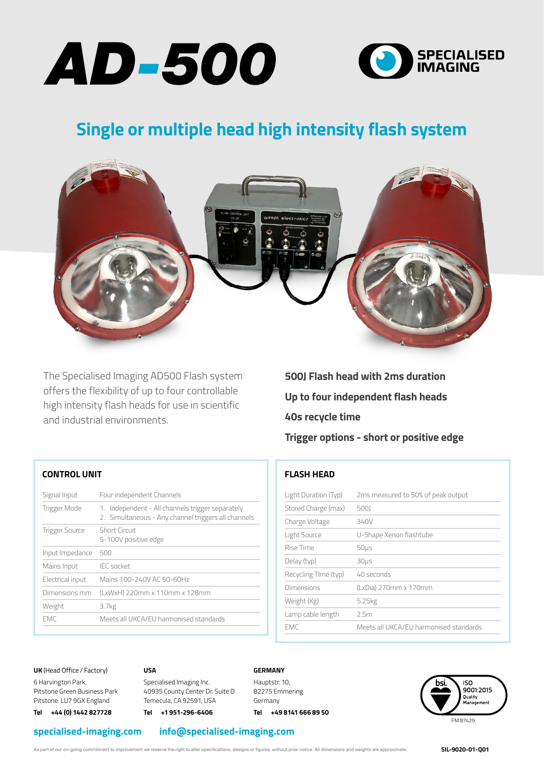# AD-500

SPECIALISED IMAGING

## Single or multiple head high intensity flash system

The Specialised Imaging AD500 Flash system offers the flexibility of up to four controllable high intensity flash heads for use in scientific and industrial environments.

**500J Flash head with 2ms duration**

**Up to four independent flash heads**

**40s recycle time**

**Trigger options - short or positive edge**

### CONTROL UNIT

| | |
|---|---|
| Signal Input | Four independent Channels |
| Trigger Mode | 1. Independent - All channels trigger separately<br>2. Simultaneous - Any channel triggers all channels |
| Trigger Source | Short Circuit<br>5-100V positive edge |
| Input Impedance | 50Ω |
| Mains Input | IEC socket |
| Electrical input | Mains 100-240V AC 50-60Hz |
| Dimensions mm | (LxWxH) 220mm x 110mm x 128mm |
| Weight | 3.7kg |
| EMC | Meets all UKCA/EU harmonised standards |

### FLASH HEAD

| | |
|---|---|
| Light Duration (Typ) | 2ms measured to 50% of peak output |
| Stored Charge (max) | 500J |
| Charge Voltage | 340V |
| Light Source | U-Shape Xenon flashtube |
| Rise Time | 50µs |
| Delay (typ) | 30µs |
| Recycling TIme (typ) | 40 seconds |
| Dimensions | (LxDia) 270mm x 170mm |
| Weight (Kg) | 5.25kg |
| Lamp cable length | 2.5m |
| EMC | Meets all UKCA/EU harmonised standards |

**UK** (Head Office / Factory)
6 Harvington Park,
Pitstone Green Business Park
Pitstone. LU7 9GX England
**Tel +44 (0) 1442 827728**

**USA**
Specialised Imaging Inc.
40935 County Center Dr. Suite D
Temecula, CA 92591, USA
**Tel +1 951-296-6406**

**GERMANY**
Hauptstr. 10,
82275 Emmering
Germany
**Tel +49 8141 666 89 50**

bsi. ISO 9001:2015 Quality Management
FM 87429

**specialised-imaging.com** **info@specialised-imaging.com**

As part of our on-going commitment to improvement we reserve the right to alter specifications, designs or figures, without prior notice. All dimensions and weights are approximate.

**SIL-9020-01-Q01**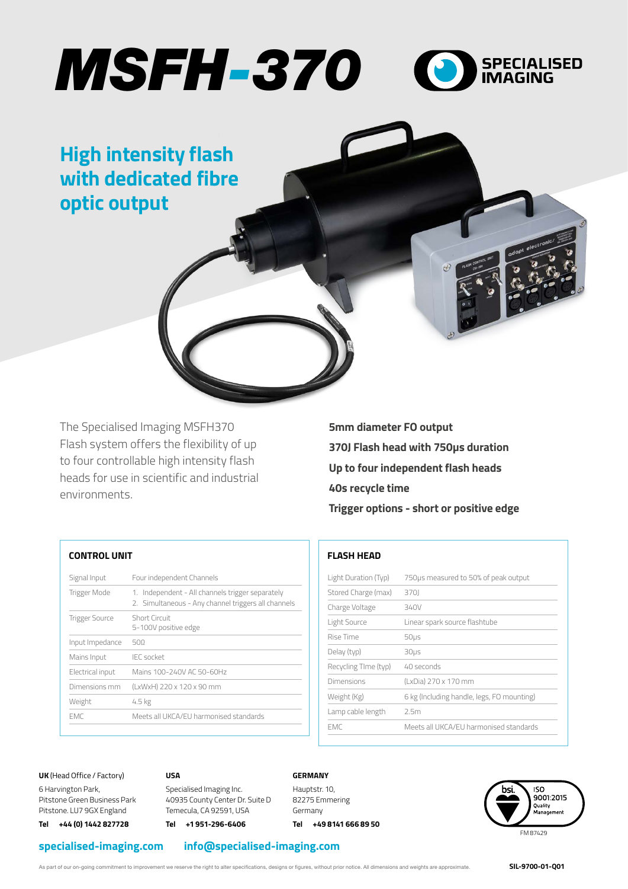# MSFH-370

SPECIALISED IMAGING

## High intensity flash with dedicated fibre optic output

The Specialised Imaging MSFH370 Flash system offers the flexibility of up to four controllable high intensity flash heads for use in scientific and industrial environments.

**5mm diameter FO output**

**370J Flash head with 750µs duration**

**Up to four independent flash heads**

**40s recycle time**

**Trigger options - short or positive edge**

### CONTROL UNIT

| | |
|---|---|
| Signal Input | Four independent Channels |
| Trigger Mode | 1. Independent - All channels trigger separately<br>2. Simultaneous - Any channel triggers all channels |
| Trigger Source | Short Circuit<br>5-100V positive edge |
| Input Impedance | 50Ω |
| Mains Input | IEC socket |
| Electrical input | Mains 100-240V AC 50-60Hz |
| Dimensions mm | (LxWxH) 220 x 120 x 90 mm |
| Weight | 4.5 kg |
| EMC | Meets all UKCA/EU harmonised standards |

### FLASH HEAD

| | |
|---|---|
| Light Duration (Typ) | 750µs measured to 50% of peak output |
| Stored Charge (max) | 370J |
| Charge Voltage | 340V |
| Light Source | Linear spark source flashtube |
| Rise Time | 50µs |
| Delay (typ) | 30µs |
| Recycling TIme (typ) | 40 seconds |
| Dimensions | (LxDia) 270 x 170 mm |
| Weight (Kg) | 6 kg (Including handle, legs, FO mounting) |
| Lamp cable length | 2.5m |
| EMC | Meets all UKCA/EU harmonised standards |

**UK** (Head Office / Factory)
6 Harvington Park,
Pitstone Green Business Park
Pitstone. LU7 9GX England
**Tel +44 (0) 1442 827728**

**USA**
Specialised Imaging Inc.
40935 County Center Dr. Suite D
Temecula, CA 92591, USA
**Tel +1 951-296-6406**

**GERMANY**
Hauptstr. 10,
82275 Emmering
Germany
**Tel +49 8141 666 89 50**

bsi. ISO 9001:2015 Quality Management
FM 87429

**specialised-imaging.com** **info@specialised-imaging.com**

As part of our on-going commitment to improvement we reserve the right to alter specifications, designs or figures, without prior notice. All dimensions and weights are approximate.

**SIL-9700-01-Q01**